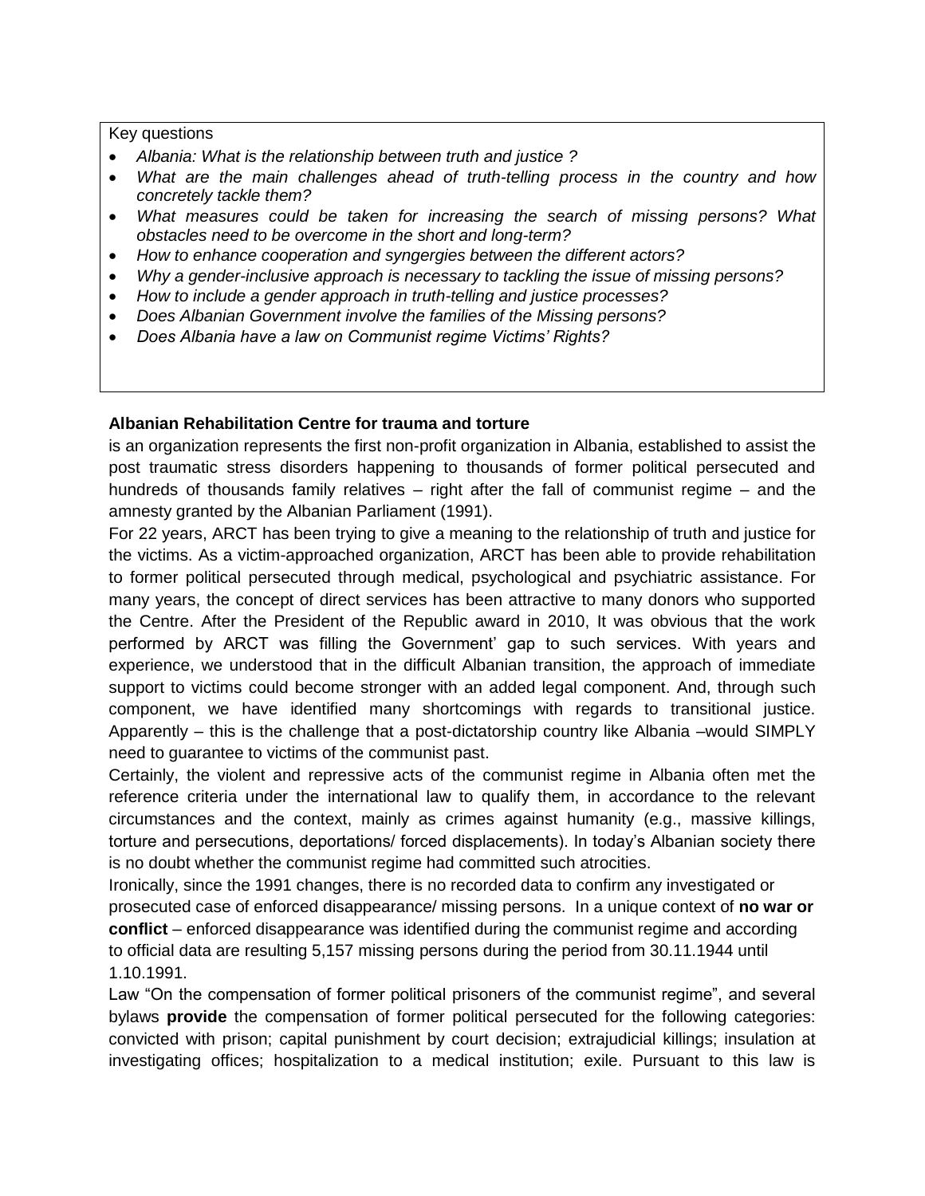Key questions

- *Albania: What is the relationship between truth and justice ?*
- *What are the main challenges ahead of truth-telling process in the country and how concretely tackle them?*
- *What measures could be taken for increasing the search of missing persons? What obstacles need to be overcome in the short and long-term?*
- *How to enhance cooperation and synergies between the different actors?*
- *Why a gender-inclusive approach is necessary to tackling the issue of missing persons?*
- *How to include a gender approach in truth-telling and justice processes?*
- *Does Albanian Government involve the families of the Missing persons?*
- *Does Albania have a law on Communist regime Victims' Rights?*

**Albanian Rehabilitation Centre for trauma and torture**

is an organization represents the first non-profit organization in Albania, established to assist the post traumatic stress disorders happening to thousands of former political persecuted and hundreds of thousands family relatives – right after the fall of communist regime – and the amnesty granted by the Albanian Parliament (1991).

For 22 years, ARCT has been trying to give a meaning to the relationship of truth and justice for the victims. As a victim-approached organization, ARCT has been able to provide rehabilitation to former political persecuted through medical, psychological and psychiatric assistance. For many years, the concept of direct services has been attractive to many donors who supported the Centre. After the President of the Republic award in 2010, It was obvious that the work performed by ARCT was filling the Government' gap to such services. With years and experience, we understood that in the difficult Albanian transition, the approach of immediate support to victims could become stronger with an added legal component. And, through such component, we have identified many shortcomings with regards to transitional justice. Apparently – this is the challenge that a post-dictatorship country like Albania –would SIMPLY need to guarantee to victims of the communist past.

Certainly, the violent and repressive acts of the communist regime in Albania often met the reference criteria under the international law to qualify them, in accordance to the relevant circumstances and the context, mainly as crimes against humanity (e.g., massive killings, torture and persecutions, deportations/ forced displacements). In today's Albanian society there is no doubt whether the communist regime had committed such atrocities.

Ironically, since the 1991 changes, there is no recorded data to confirm any investigated or prosecuted case of enforced disappearance/ missing persons. In a unique context of **no war or conflict** – enforced disappearance was identified during the communist regime and according to official data are resulting 5,157 missing persons during the period from 30.11.1944 until 1.10.1991.

Law "On the compensation of former political prisoners of the communist regime", and several bylaws **provide** the compensation of former political persecuted for the following categories: convicted with prison; capital punishment by court decision; extrajudicial killings; insulation at investigating offices; hospitalization to a medical institution; exile. Pursuant to this law is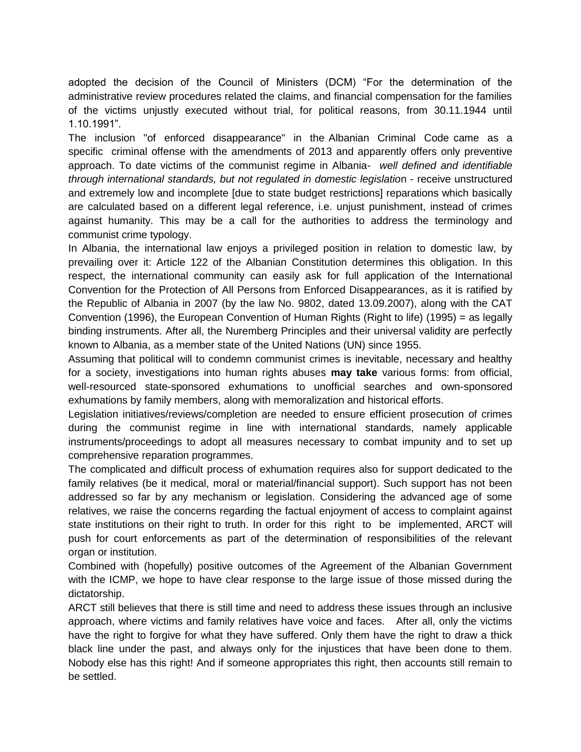adopted the decision of the Council of Ministers (DCM) “For the determination of the administrative review procedures related the claims, and financial compensation for the families of the victims unjustly executed without trial, for political reasons, from 30.11.1944 until 1.10.1991”.

The inclusion "of enforced disappearance" in the Albanian Criminal Code came as a specific criminal offense with the amendments of 2013 and apparently offers only preventive approach. To date victims of the communist regime in Albania- *well defined and identifiable through international standards, but not regulated in domestic legislatio*n - receive unstructured and extremely low and incomplete [due to state budget restrictions] reparations which basically are calculated based on a different legal reference, i.e. unjust punishment, instead of crimes against humanity. This may be a call for the authorities to address the terminology and communist crime typology.

In Albania, the international law enjoys a privileged position in relation to domestic law, by prevailing over it: Article 122 of the Albanian Constitution determines this obligation. In this respect, the international community can easily ask for full application of the International Convention for the Protection of All Persons from Enforced Disappearances, as it is ratified by the Republic of Albania in 2007 (by the law No. 9802, dated 13.09.2007), along with the CAT Convention (1996), the European Convention of Human Rights (Right to life) (1995) = as legally binding instruments. After all, the Nuremberg Principles and their universal validity are perfectly known to Albania, as a member state of the United Nations (UN) since 1955.

Assuming that political will to condemn communist crimes is inevitable, necessary and healthy for a society, investigations into human rights abuses **may take** various forms: from official, well-resourced state-sponsored exhumations to unofficial searches and own-sponsored exhumations by family members, along with memoralization and historical efforts.

Legislation initiatives/reviews/completion are needed to ensure efficient prosecution of crimes during the communist regime in line with international standards, namely applicable instruments/proceedings to adopt all measures necessary to combat impunity and to set up comprehensive reparation programmes.

The complicated and difficult process of exhumation requires also for support dedicated to the family relatives (be it medical, moral or material/financial support). Such support has not been addressed so far by any mechanism or legislation. Considering the advanced age of some relatives, we raise the concerns regarding the factual enjoyment of access to complaint against state institutions on their right to truth. In order for this right to be implemented, ARCT will push for court enforcements as part of the determination of responsibilities of the relevant organ or institution.

Combined with (hopefully) positive outcomes of the Agreement of the Albanian Government with the ICMP, we hope to have clear response to the large issue of those missed during the dictatorship.

ARCT still believes that there is still time and need to address these issues through an inclusive approach, where victims and family relatives have voice and faces. After all, only the victims have the right to forgive for what they have suffered. Only them have the right to draw a thick black line under the past, and always only for the injustices that have been done to them. Nobody else has this right! And if someone appropriates this right, then accounts still remain to be settled.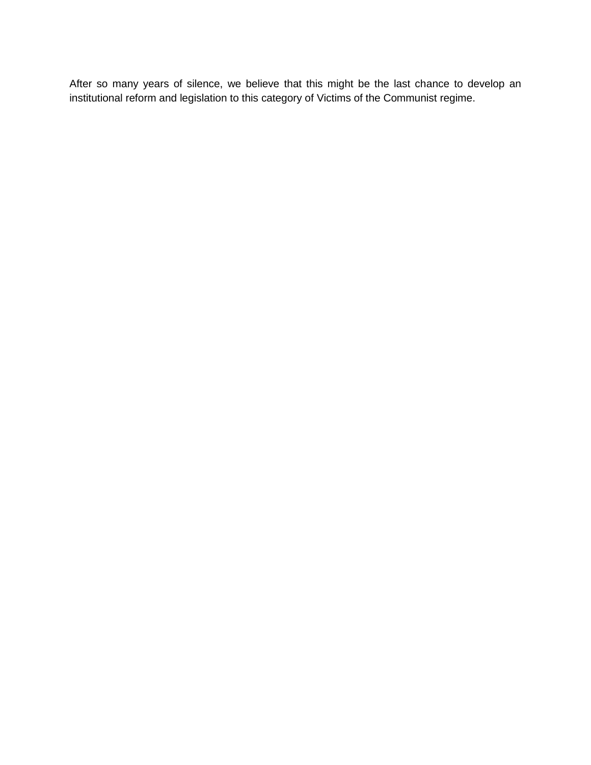After so many years of silence, we believe that this might be the last chance to develop an institutional reform and legislation to this category of Victims of the Communist regime.